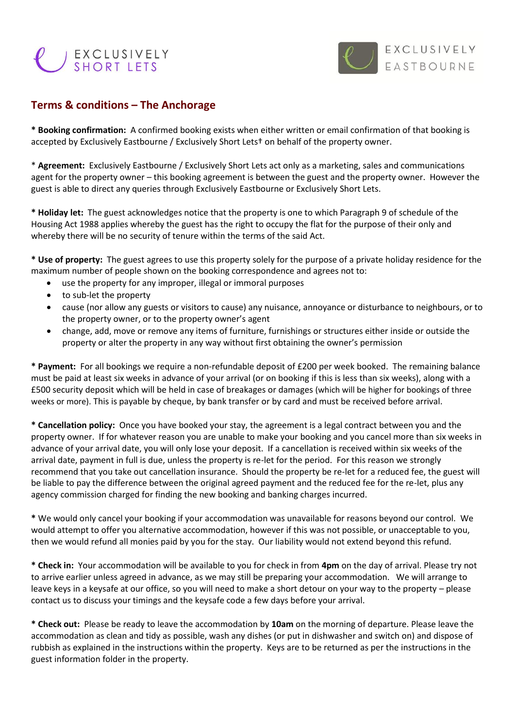EXCLUSIVELY SHORT LETS

EXCLUSIVELY EASTBOURNE

## Terms & conditions – The Anchorage

* **Booking confirmation:** A confirmed booking exists when either written or email confirmation of that booking is accepted by Exclusively Eastbourne / Exclusively Short Lets† on behalf of the property owner.

* **Agreement:** Exclusively Eastbourne / Exclusively Short Lets act only as a marketing, sales and communications agent for the property owner – this booking agreement is between the guest and the property owner. However the guest is able to direct any queries through Exclusively Eastbourne or Exclusively Short Lets.

* **Holiday let:** The guest acknowledges notice that the property is one to which Paragraph 9 of schedule of the Housing Act 1988 applies whereby the guest has the right to occupy the flat for the purpose of their only and whereby there will be no security of tenure within the terms of the said Act.

* **Use of property:** The guest agrees to use this property solely for the purpose of a private holiday residence for the maximum number of people shown on the booking correspondence and agrees not to:

- use the property for any improper, illegal or immoral purposes
- to sub-let the property
- cause (nor allow any guests or visitors to cause) any nuisance, annoyance or disturbance to neighbours, or to the property owner, or to the property owner's agent
- change, add, move or remove any items of furniture, furnishings or structures either inside or outside the property or alter the property in any way without first obtaining the owner's permission

* **Payment:** For all bookings we require a non-refundable deposit of £200 per week booked. The remaining balance must be paid at least six weeks in advance of your arrival (or on booking if this is less than six weeks), along with a £500 security deposit which will be held in case of breakages or damages (which will be higher for bookings of three weeks or more). This is payable by cheque, by bank transfer or by card and must be received before arrival.

* **Cancellation policy:** Once you have booked your stay, the agreement is a legal contract between you and the property owner. If for whatever reason you are unable to make your booking and you cancel more than six weeks in advance of your arrival date, you will only lose your deposit. If a cancellation is received within six weeks of the arrival date, payment in full is due, unless the property is re-let for the period. For this reason we strongly recommend that you take out cancellation insurance. Should the property be re-let for a reduced fee, the guest will be liable to pay the difference between the original agreed payment and the reduced fee for the re-let, plus any agency commission charged for finding the new booking and banking charges incurred.

* We would only cancel your booking if your accommodation was unavailable for reasons beyond our control. We would attempt to offer you alternative accommodation, however if this was not possible, or unacceptable to you, then we would refund all monies paid by you for the stay. Our liability would not extend beyond this refund.

* **Check in:** Your accommodation will be available to you for check in from **4pm** on the day of arrival. Please try not to arrive earlier unless agreed in advance, as we may still be preparing your accommodation. We will arrange to leave keys in a keysafe at our office, so you will need to make a short detour on your way to the property – please contact us to discuss your timings and the keysafe code a few days before your arrival.

* **Check out:** Please be ready to leave the accommodation by **10am** on the morning of departure. Please leave the accommodation as clean and tidy as possible, wash any dishes (or put in dishwasher and switch on) and dispose of rubbish as explained in the instructions within the property. Keys are to be returned as per the instructions in the guest information folder in the property.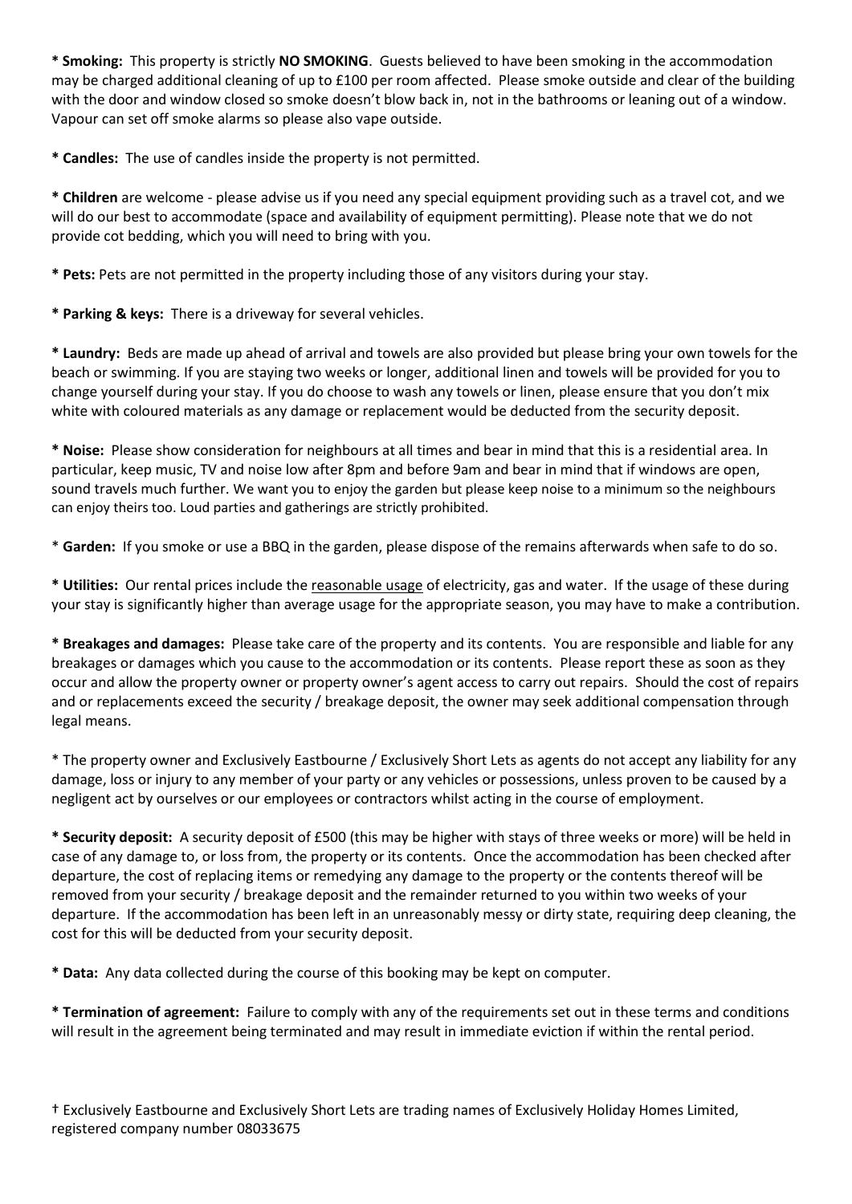* **Smoking:** This property is strictly **NO SMOKING**. Guests believed to have been smoking in the accommodation may be charged additional cleaning of up to £100 per room affected. Please smoke outside and clear of the building with the door and window closed so smoke doesn't blow back in, not in the bathrooms or leaning out of a window. Vapour can set off smoke alarms so please also vape outside.

* **Candles:** The use of candles inside the property is not permitted.

* **Children** are welcome - please advise us if you need any special equipment providing such as a travel cot, and we will do our best to accommodate (space and availability of equipment permitting). Please note that we do not provide cot bedding, which you will need to bring with you.

* **Pets:** Pets are not permitted in the property including those of any visitors during your stay.

* **Parking & keys:** There is a driveway for several vehicles.

* **Laundry:** Beds are made up ahead of arrival and towels are also provided but please bring your own towels for the beach or swimming. If you are staying two weeks or longer, additional linen and towels will be provided for you to change yourself during your stay. If you do choose to wash any towels or linen, please ensure that you don't mix white with coloured materials as any damage or replacement would be deducted from the security deposit.

* **Noise:** Please show consideration for neighbours at all times and bear in mind that this is a residential area. In particular, keep music, TV and noise low after 8pm and before 9am and bear in mind that if windows are open, sound travels much further. We want you to enjoy the garden but please keep noise to a minimum so the neighbours can enjoy theirs too. Loud parties and gatherings are strictly prohibited.

* **Garden:** If you smoke or use a BBQ in the garden, please dispose of the remains afterwards when safe to do so.

* **Utilities:** Our rental prices include the reasonable usage of electricity, gas and water. If the usage of these during your stay is significantly higher than average usage for the appropriate season, you may have to make a contribution.

* **Breakages and damages:** Please take care of the property and its contents. You are responsible and liable for any breakages or damages which you cause to the accommodation or its contents. Please report these as soon as they occur and allow the property owner or property owner's agent access to carry out repairs. Should the cost of repairs and or replacements exceed the security / breakage deposit, the owner may seek additional compensation through legal means.

* The property owner and Exclusively Eastbourne / Exclusively Short Lets as agents do not accept any liability for any damage, loss or injury to any member of your party or any vehicles or possessions, unless proven to be caused by a negligent act by ourselves or our employees or contractors whilst acting in the course of employment.

* **Security deposit:** A security deposit of £500 (this may be higher with stays of three weeks or more) will be held in case of any damage to, or loss from, the property or its contents. Once the accommodation has been checked after departure, the cost of replacing items or remedying any damage to the property or the contents thereof will be removed from your security / breakage deposit and the remainder returned to you within two weeks of your departure. If the accommodation has been left in an unreasonably messy or dirty state, requiring deep cleaning, the cost for this will be deducted from your security deposit.

* **Data:** Any data collected during the course of this booking may be kept on computer.

* **Termination of agreement:** Failure to comply with any of the requirements set out in these terms and conditions will result in the agreement being terminated and may result in immediate eviction if within the rental period.

† Exclusively Eastbourne and Exclusively Short Lets are trading names of Exclusively Holiday Homes Limited, registered company number 08033675